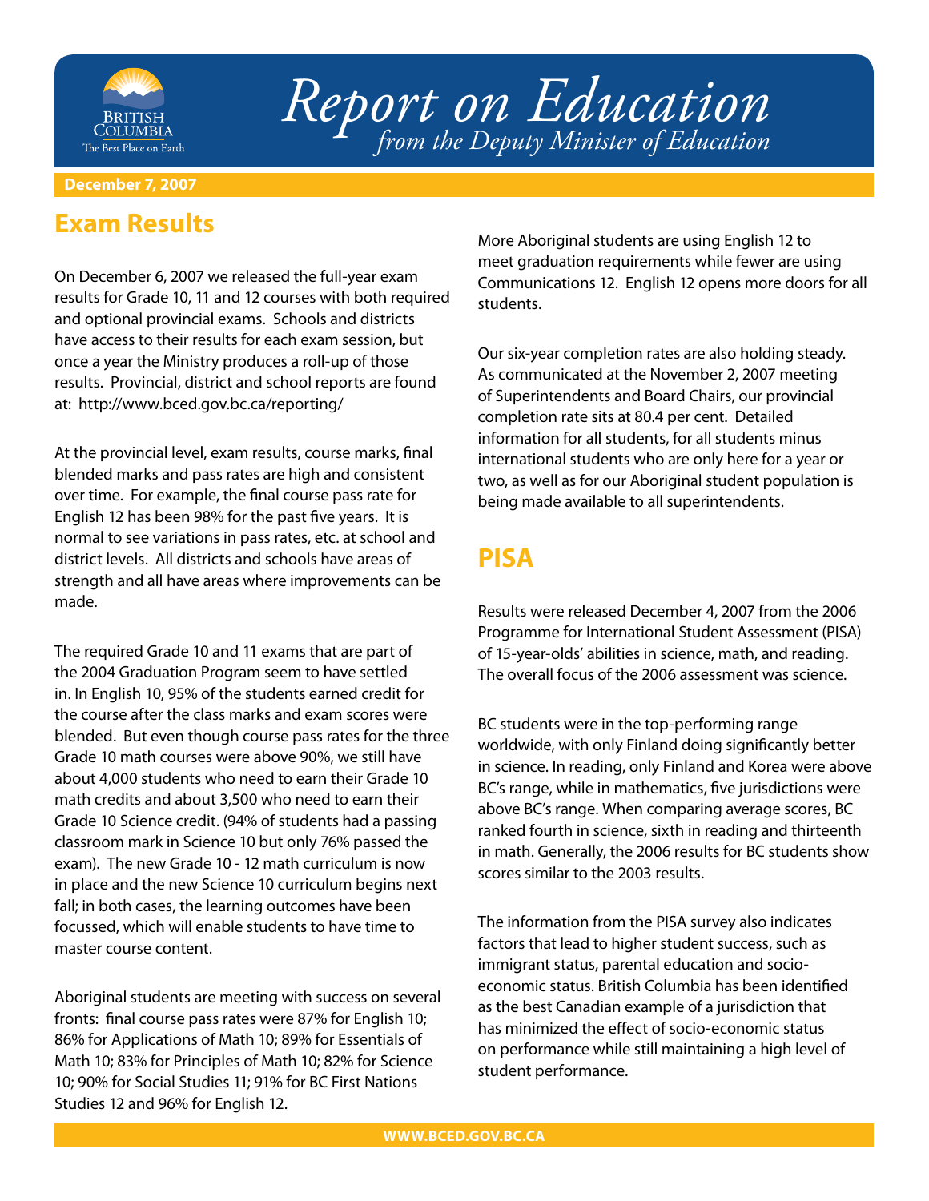# Report on Education

*from the Deputy Minister of Education*

**December 7, 2007**

## Exam Results

On December 6, 2007 we released the full-year exam results for Grade 10, 11 and 12 courses with both required and optional provincial exams. Schools and districts have access to their results for each exam session, but once a year the Ministry produces a roll-up of those results. Provincial, district and school reports are found at: http://www.bced.gov.bc.ca/reporting/

At the provincial level, exam results, course marks, final blended marks and pass rates are high and consistent over time. For example, the final course pass rate for English 12 has been 98% for the past five years. It is normal to see variations in pass rates, etc. at school and district levels. All districts and schools have areas of strength and all have areas where improvements can be made.

The required Grade 10 and 11 exams that are part of the 2004 Graduation Program seem to have settled in. In English 10, 95% of the students earned credit for the course after the class marks and exam scores were blended. But even though course pass rates for the three Grade 10 math courses were above 90%, we still have about 4,000 students who need to earn their Grade 10 math credits and about 3,500 who need to earn their Grade 10 Science credit. (94% of students had a passing classroom mark in Science 10 but only 76% passed the exam). The new Grade 10 - 12 math curriculum is now in place and the new Science 10 curriculum begins next fall; in both cases, the learning outcomes have been focussed, which will enable students to have time to master course content.

Aboriginal students are meeting with success on several fronts: final course pass rates were 87% for English 10; 86% for Applications of Math 10; 89% for Essentials of Math 10; 83% for Principles of Math 10; 82% for Science 10; 90% for Social Studies 11; 91% for BC First Nations Studies 12 and 96% for English 12.

More Aboriginal students are using English 12 to meet graduation requirements while fewer are using Communications 12. English 12 opens more doors for all students.

Our six-year completion rates are also holding steady. As communicated at the November 2, 2007 meeting of Superintendents and Board Chairs, our provincial completion rate sits at 80.4 per cent. Detailed information for all students, for all students minus international students who are only here for a year or two, as well as for our Aboriginal student population is being made available to all superintendents.

## PISA

Results were released December 4, 2007 from the 2006 Programme for International Student Assessment (PISA) of 15-year-olds' abilities in science, math, and reading. The overall focus of the 2006 assessment was science.

BC students were in the top-performing range worldwide, with only Finland doing significantly better in science. In reading, only Finland and Korea were above BC's range, while in mathematics, five jurisdictions were above BC's range. When comparing average scores, BC ranked fourth in science, sixth in reading and thirteenth in math. Generally, the 2006 results for BC students show scores similar to the 2003 results.

The information from the PISA survey also indicates factors that lead to higher student success, such as immigrant status, parental education and socio-economic status. British Columbia has been identified as the best Canadian example of a jurisdiction that has minimized the effect of socio-economic status on performance while still maintaining a high level of student performance.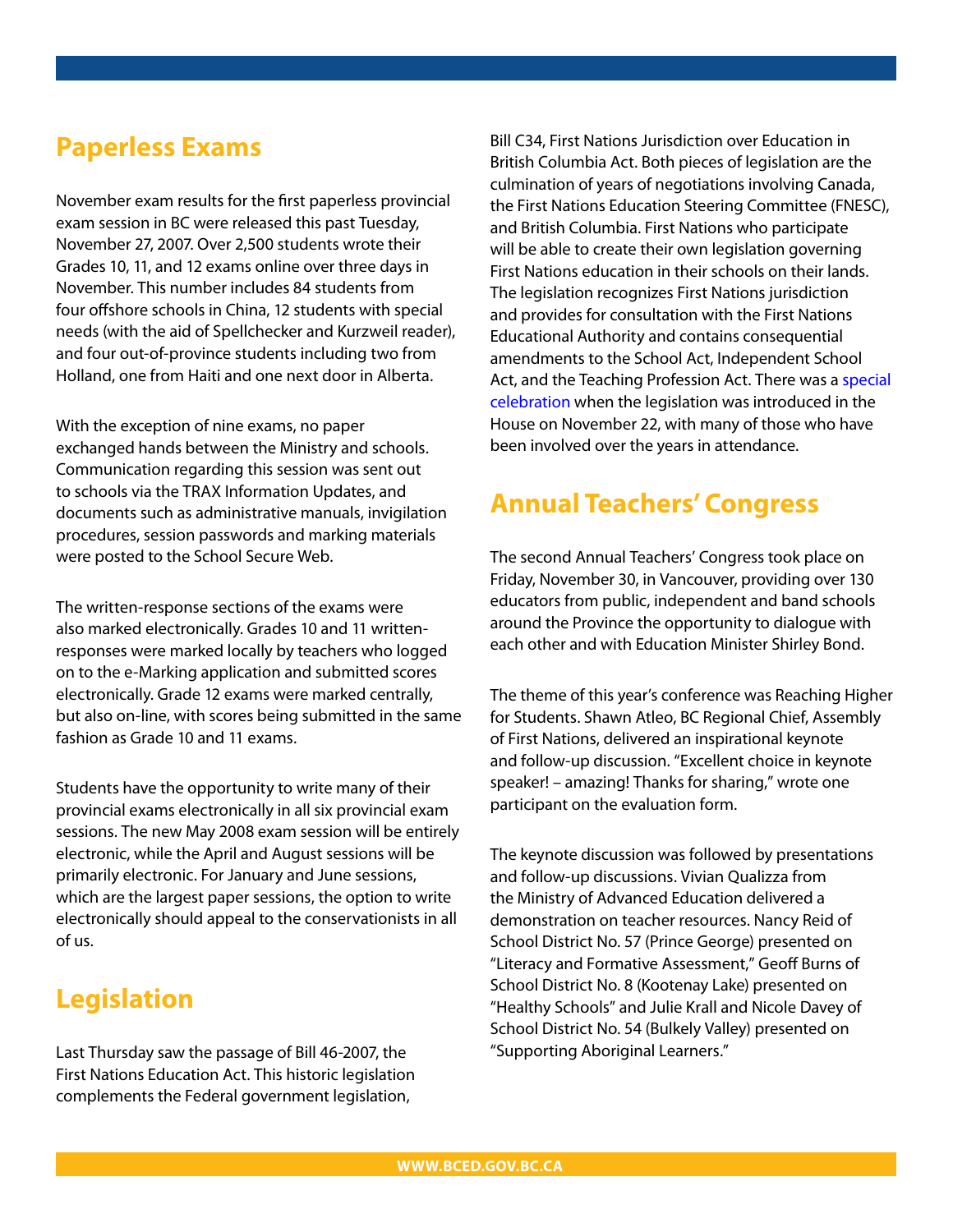## Paperless Exams

November exam results for the first paperless provincial exam session in BC were released this past Tuesday, November 27, 2007. Over 2,500 students wrote their Grades 10, 11, and 12 exams online over three days in November. This number includes 84 students from four offshore schools in China, 12 students with special needs (with the aid of Spellchecker and Kurzweil reader), and four out-of-province students including two from Holland, one from Haiti and one next door in Alberta.

With the exception of nine exams, no paper exchanged hands between the Ministry and schools. Communication regarding this session was sent out to schools via the TRAX Information Updates, and documents such as administrative manuals, invigilation procedures, session passwords and marking materials were posted to the School Secure Web.

The written-response sections of the exams were also marked electronically. Grades 10 and 11 written-responses were marked locally by teachers who logged on to the e-Marking application and submitted scores electronically. Grade 12 exams were marked centrally, but also on-line, with scores being submitted in the same fashion as Grade 10 and 11 exams.

Students have the opportunity to write many of their provincial exams electronically in all six provincial exam sessions. The new May 2008 exam session will be entirely electronic, while the April and August sessions will be primarily electronic. For January and June sessions, which are the largest paper sessions, the option to write electronically should appeal to the conservationists in all of us.

## Legislation

Last Thursday saw the passage of Bill 46-2007, the First Nations Education Act. This historic legislation complements the Federal government legislation, Bill C34, First Nations Jurisdiction over Education in British Columbia Act. Both pieces of legislation are the culmination of years of negotiations involving Canada, the First Nations Education Steering Committee (FNESC), and British Columbia. First Nations who participate will be able to create their own legislation governing First Nations education in their schools on their lands. The legislation recognizes First Nations jurisdiction and provides for consultation with the First Nations Educational Authority and contains consequential amendments to the School Act, Independent School Act, and the Teaching Profession Act. There was a special celebration when the legislation was introduced in the House on November 22, with many of those who have been involved over the years in attendance.

## Annual Teachers' Congress

The second Annual Teachers' Congress took place on Friday, November 30, in Vancouver, providing over 130 educators from public, independent and band schools around the Province the opportunity to dialogue with each other and with Education Minister Shirley Bond.

The theme of this year's conference was Reaching Higher for Students. Shawn Atleo, BC Regional Chief, Assembly of First Nations, delivered an inspirational keynote and follow-up discussion. "Excellent choice in keynote speaker! – amazing! Thanks for sharing," wrote one participant on the evaluation form.

The keynote discussion was followed by presentations and follow-up discussions. Vivian Qualizza from the Ministry of Advanced Education delivered a demonstration on teacher resources. Nancy Reid of School District No. 57 (Prince George) presented on "Literacy and Formative Assessment," Geoff Burns of School District No. 8 (Kootenay Lake) presented on "Healthy Schools" and Julie Krall and Nicole Davey of School District No. 54 (Bulkely Valley) presented on "Supporting Aboriginal Learners."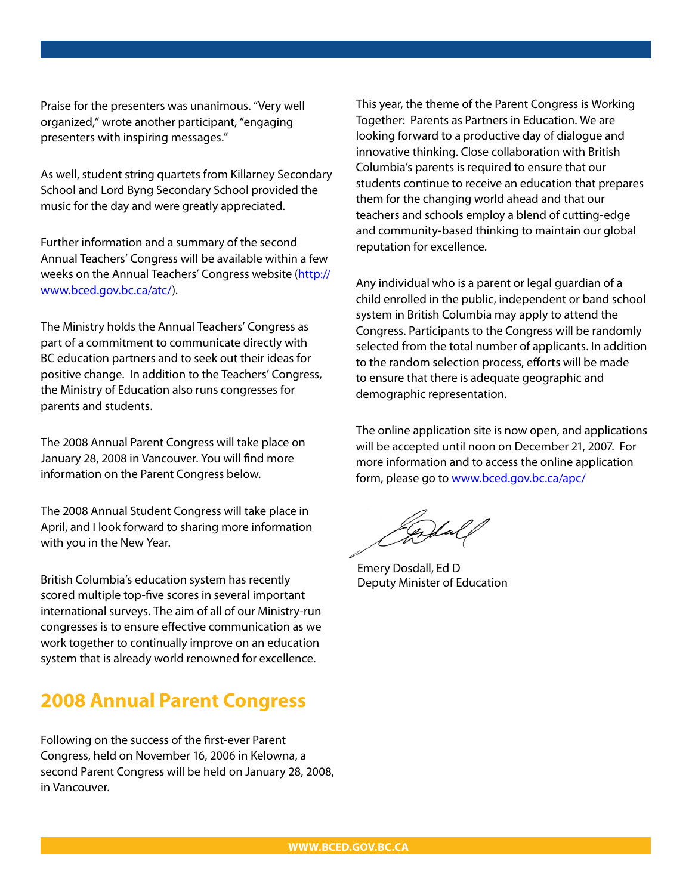Praise for the presenters was unanimous. "Very well organized," wrote another participant, "engaging presenters with inspiring messages."

As well, student string quartets from Killarney Secondary School and Lord Byng Secondary School provided the music for the day and were greatly appreciated.

Further information and a summary of the second Annual Teachers' Congress will be available within a few weeks on the Annual Teachers' Congress website (http://www.bced.gov.bc.ca/atc/).

The Ministry holds the Annual Teachers' Congress as part of a commitment to communicate directly with BC education partners and to seek out their ideas for positive change. In addition to the Teachers' Congress, the Ministry of Education also runs congresses for parents and students.

The 2008 Annual Parent Congress will take place on January 28, 2008 in Vancouver. You will find more information on the Parent Congress below.

The 2008 Annual Student Congress will take place in April, and I look forward to sharing more information with you in the New Year.

British Columbia's education system has recently scored multiple top-five scores in several important international surveys. The aim of all of our Ministry-run congresses is to ensure effective communication as we work together to continually improve on an education system that is already world renowned for excellence.

## 2008 Annual Parent Congress

Following on the success of the first-ever Parent Congress, held on November 16, 2006 in Kelowna, a second Parent Congress will be held on January 28, 2008, in Vancouver.

This year, the theme of the Parent Congress is Working Together: Parents as Partners in Education. We are looking forward to a productive day of dialogue and innovative thinking. Close collaboration with British Columbia's parents is required to ensure that our students continue to receive an education that prepares them for the changing world ahead and that our teachers and schools employ a blend of cutting-edge and community-based thinking to maintain our global reputation for excellence.

Any individual who is a parent or legal guardian of a child enrolled in the public, independent or band school system in British Columbia may apply to attend the Congress. Participants to the Congress will be randomly selected from the total number of applicants. In addition to the random selection process, efforts will be made to ensure that there is adequate geographic and demographic representation.

The online application site is now open, and applications will be accepted until noon on December 21, 2007. For more information and to access the online application form, please go to www.bced.gov.bc.ca/apc/

Emery Dosdall, Ed D
Deputy Minister of Education